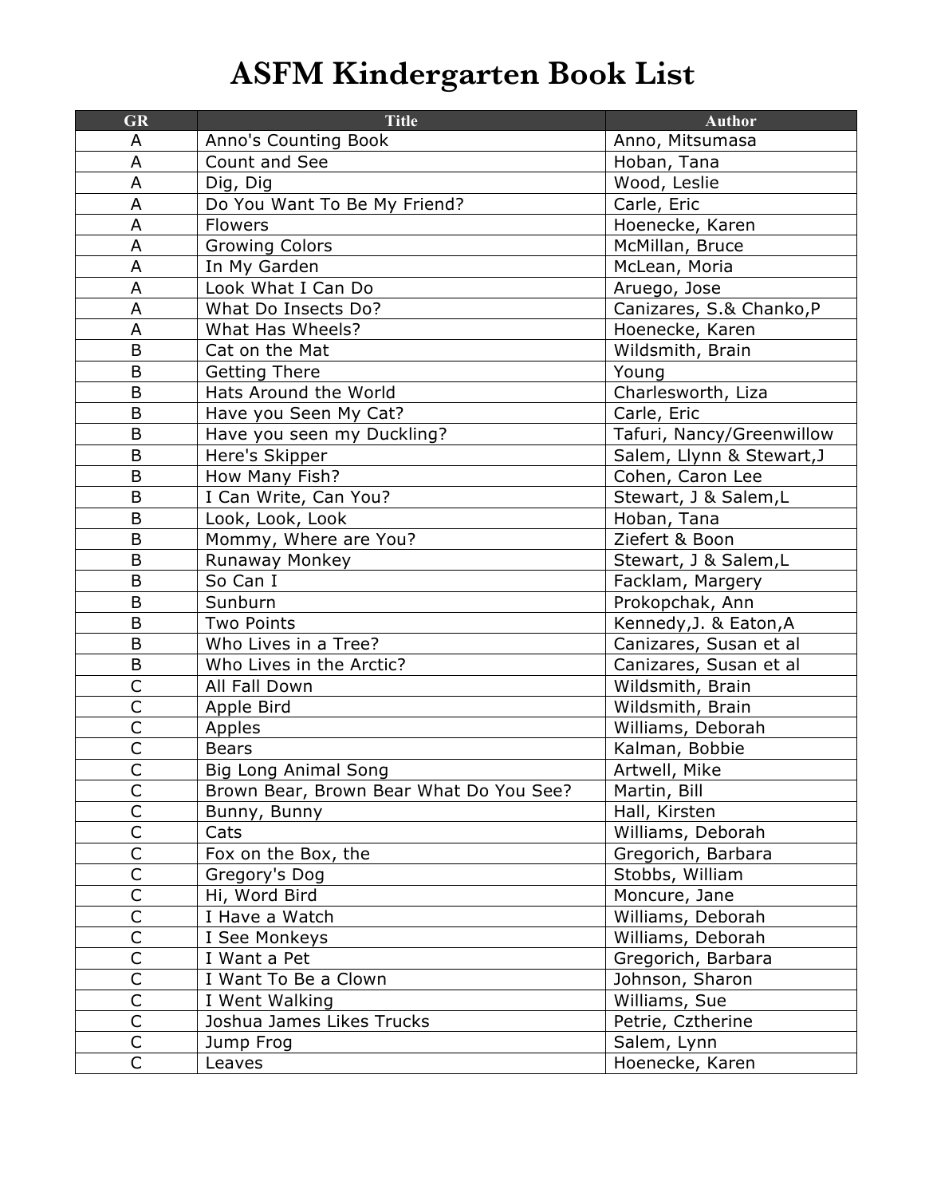# ASFM Kindergarten Book List

| GR | Title | Author |
|---|---|---|
| A | Anno's Counting Book | Anno, Mitsumasa |
| A | Count and See | Hoban, Tana |
| A | Dig, Dig | Wood, Leslie |
| A | Do You Want To Be My Friend? | Carle, Eric |
| A | Flowers | Hoenecke, Karen |
| A | Growing Colors | McMillan, Bruce |
| A | In My Garden | McLean, Moria |
| A | Look What I Can Do | Aruego, Jose |
| A | What Do Insects Do? | Canizares, S.& Chanko,P |
| A | What Has Wheels? | Hoenecke, Karen |
| B | Cat on the Mat | Wildsmith, Brain |
| B | Getting There | Young |
| B | Hats Around the World | Charlesworth, Liza |
| B | Have you Seen My Cat? | Carle, Eric |
| B | Have you seen my Duckling? | Tafuri, Nancy/Greenwillow |
| B | Here's Skipper | Salem, Llynn & Stewart,J |
| B | How Many Fish? | Cohen, Caron Lee |
| B | I Can Write, Can You? | Stewart, J & Salem,L |
| B | Look, Look, Look | Hoban, Tana |
| B | Mommy, Where are You? | Ziefert & Boon |
| B | Runaway Monkey | Stewart, J & Salem,L |
| B | So Can I | Facklam, Margery |
| B | Sunburn | Prokopchak, Ann |
| B | Two Points | Kennedy,J. & Eaton,A |
| B | Who Lives in a Tree? | Canizares, Susan et al |
| B | Who Lives in the Arctic? | Canizares, Susan et al |
| C | All Fall Down | Wildsmith, Brain |
| C | Apple Bird | Wildsmith, Brain |
| C | Apples | Williams, Deborah |
| C | Bears | Kalman, Bobbie |
| C | Big Long Animal Song | Artwell, Mike |
| C | Brown Bear, Brown Bear What Do You See? | Martin, Bill |
| C | Bunny, Bunny | Hall, Kirsten |
| C | Cats | Williams, Deborah |
| C | Fox on the Box, the | Gregorich, Barbara |
| C | Gregory's Dog | Stobbs, William |
| C | Hi, Word Bird | Moncure, Jane |
| C | I Have a Watch | Williams, Deborah |
| C | I See Monkeys | Williams, Deborah |
| C | I Want a Pet | Gregorich, Barbara |
| C | I Want To Be a Clown | Johnson, Sharon |
| C | I Went Walking | Williams, Sue |
| C | Joshua James Likes Trucks | Petrie, Cztherine |
| C | Jump Frog | Salem, Lynn |
| C | Leaves | Hoenecke, Karen |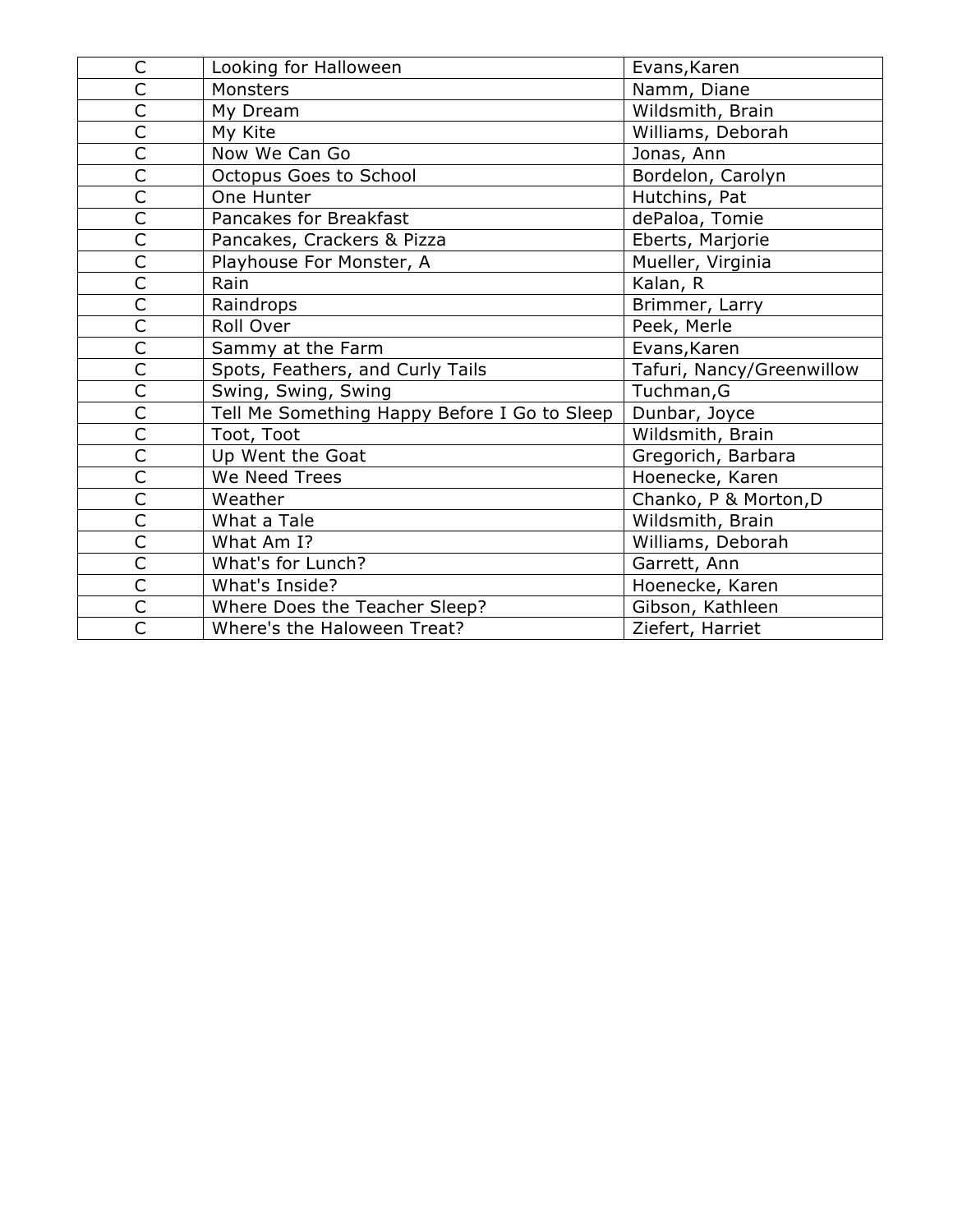| | | |
|---|---|---|
| C | Looking for Halloween | Evans,Karen |
| C | Monsters | Namm, Diane |
| C | My Dream | Wildsmith, Brain |
| C | My Kite | Williams, Deborah |
| C | Now We Can Go | Jonas, Ann |
| C | Octopus Goes to School | Bordelon, Carolyn |
| C | One Hunter | Hutchins, Pat |
| C | Pancakes for Breakfast | dePaloa, Tomie |
| C | Pancakes, Crackers & Pizza | Eberts, Marjorie |
| C | Playhouse For Monster, A | Mueller, Virginia |
| C | Rain | Kalan, R |
| C | Raindrops | Brimmer, Larry |
| C | Roll Over | Peek, Merle |
| C | Sammy at the Farm | Evans,Karen |
| C | Spots, Feathers, and Curly Tails | Tafuri, Nancy/Greenwillow |
| C | Swing, Swing, Swing | Tuchman,G |
| C | Tell Me Something Happy Before I Go to Sleep | Dunbar, Joyce |
| C | Toot, Toot | Wildsmith, Brain |
| C | Up Went the Goat | Gregorich, Barbara |
| C | We Need Trees | Hoenecke, Karen |
| C | Weather | Chanko, P & Morton,D |
| C | What a Tale | Wildsmith, Brain |
| C | What Am I? | Williams, Deborah |
| C | What's for Lunch? | Garrett, Ann |
| C | What's Inside? | Hoenecke, Karen |
| C | Where Does the Teacher Sleep? | Gibson, Kathleen |
| C | Where's the Haloween Treat? | Ziefert, Harriet |